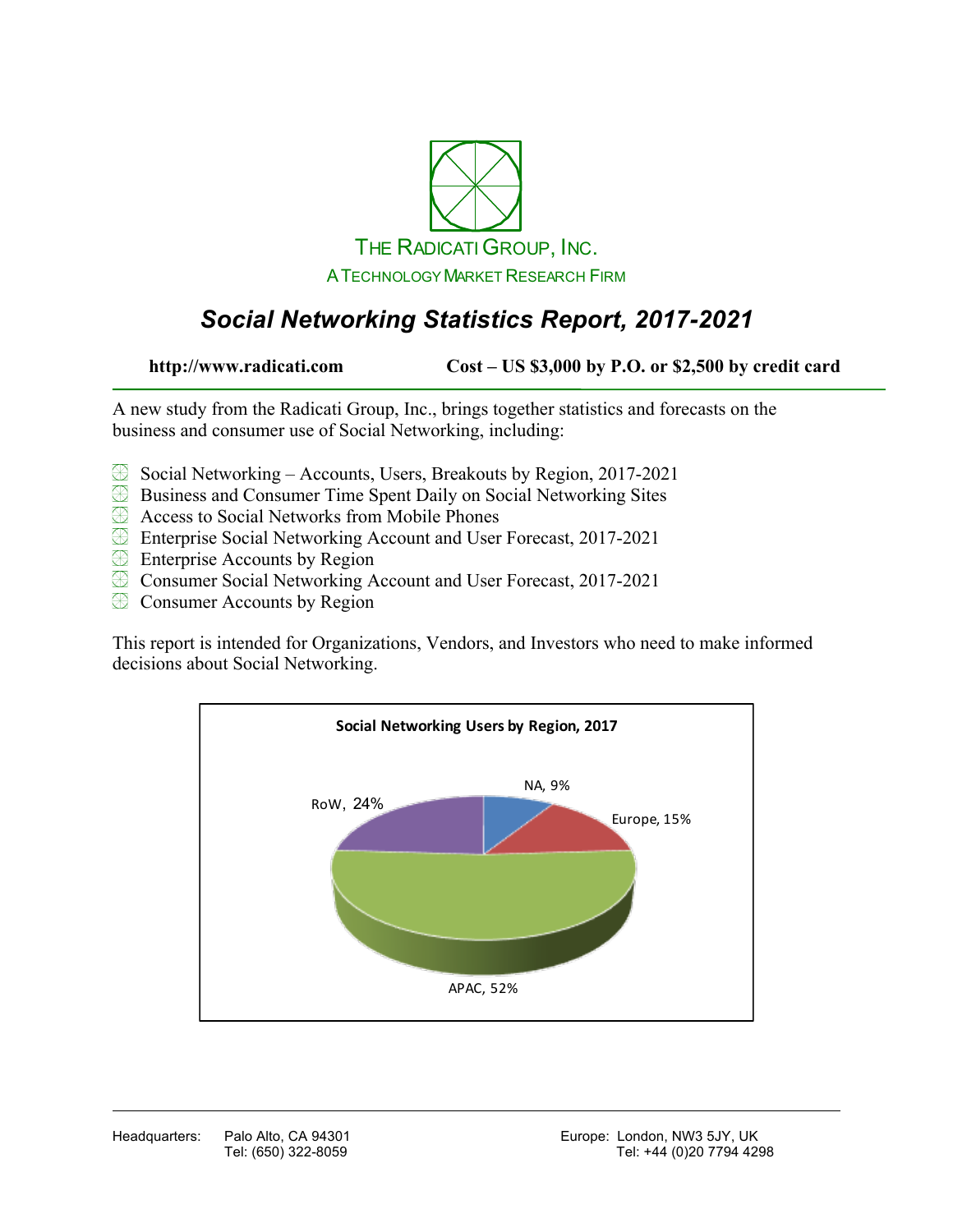THE RADICATI GROUP, INC.

A TECHNOLOGY MARKET RESEARCH FIRM

# *Social Networking Statistics Report, 2017-2021*

**http://www.radicati.com** **Cost – US $3,000 by P.O. or $2,500 by credit card**

A new study from the Radicati Group, Inc., brings together statistics and forecasts on the business and consumer use of Social Networking, including:

- Social Networking – Accounts, Users, Breakouts by Region, 2017-2021
- Business and Consumer Time Spent Daily on Social Networking Sites
- Access to Social Networks from Mobile Phones
- Enterprise Social Networking Account and User Forecast, 2017-2021
- Enterprise Accounts by Region
- Consumer Social Networking Account and User Forecast, 2017-2021
- Consumer Accounts by Region

This report is intended for Organizations, Vendors, and Investors who need to make informed decisions about Social Networking.

**Social Networking Users by Region, 2017**

| Region | Share |
|---|---|
| NA | 9% |
| Europe | 15% |
| APAC | 52% |
| RoW | 24% |

Headquarters: Palo Alto, CA 94301
Tel: (650) 322-8059

Europe: London, NW3 5JY, UK
Tel: +44 (0)20 7794 4298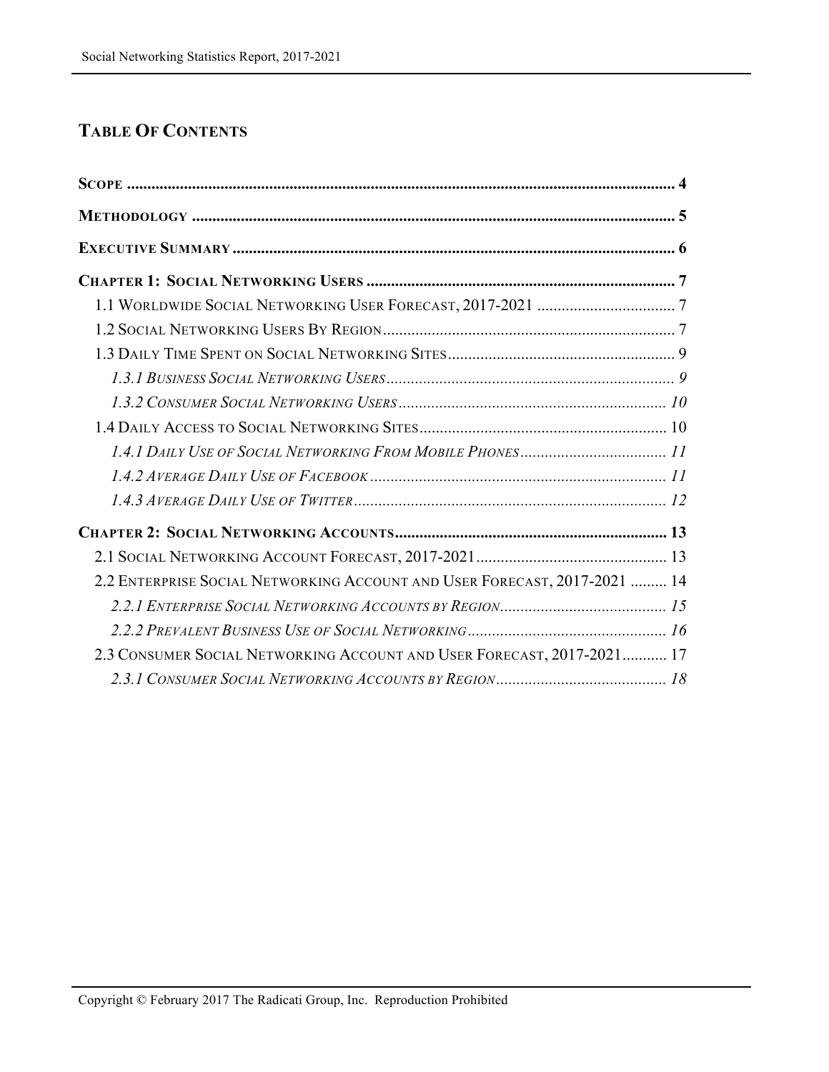## TABLE OF CONTENTS

**SCOPE** ..... 4

**METHODOLOGY** ..... 5

**EXECUTIVE SUMMARY** ..... 6

**CHAPTER 1: SOCIAL NETWORKING USERS** ..... 7

- 1.1 WORLDWIDE SOCIAL NETWORKING USER FORECAST, 2017-2021 ..... 7
- 1.2 SOCIAL NETWORKING USERS BY REGION ..... 7
- 1.3 DAILY TIME SPENT ON SOCIAL NETWORKING SITES ..... 9
  - *1.3.1 BUSINESS SOCIAL NETWORKING USERS ..... 9*
  - *1.3.2 CONSUMER SOCIAL NETWORKING USERS ..... 10*
- 1.4 DAILY ACCESS TO SOCIAL NETWORKING SITES ..... 10
  - *1.4.1 DAILY USE OF SOCIAL NETWORKING FROM MOBILE PHONES ..... 11*
  - *1.4.2 AVERAGE DAILY USE OF FACEBOOK ..... 11*
  - *1.4.3 AVERAGE DAILY USE OF TWITTER ..... 12*

**CHAPTER 2: SOCIAL NETWORKING ACCOUNTS** ..... 13

- 2.1 SOCIAL NETWORKING ACCOUNT FORECAST, 2017-2021 ..... 13
- 2.2 ENTERPRISE SOCIAL NETWORKING ACCOUNT AND USER FORECAST, 2017-2021 ..... 14
  - *2.2.1 ENTERPRISE SOCIAL NETWORKING ACCOUNTS BY REGION ..... 15*
  - *2.2.2 PREVALENT BUSINESS USE OF SOCIAL NETWORKING ..... 16*
- 2.3 CONSUMER SOCIAL NETWORKING ACCOUNT AND USER FORECAST, 2017-2021 ..... 17
  - *2.3.1 CONSUMER SOCIAL NETWORKING ACCOUNTS BY REGION ..... 18*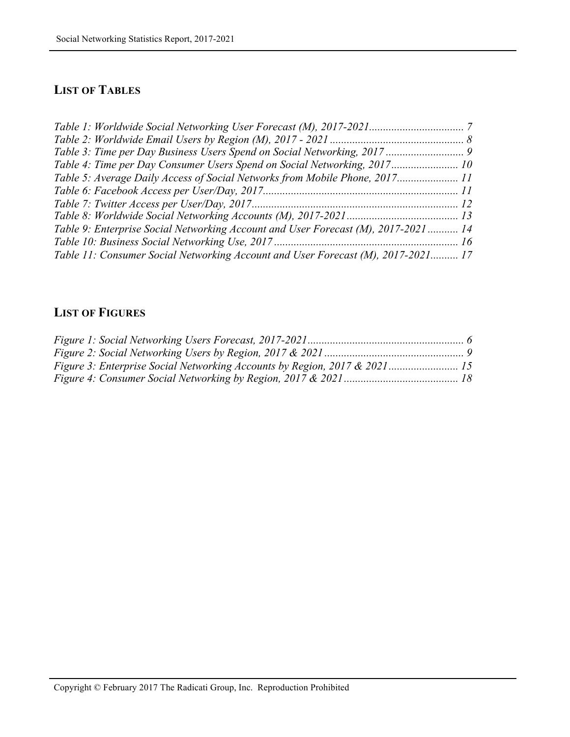## List of Tables

*Table 1: Worldwide Social Networking User Forecast (M), 2017-2021.................................. 7*
*Table 2: Worldwide Email Users by Region (M), 2017 - 2021 ................................................ 8*
*Table 3: Time per Day Business Users Spend on Social Networking, 2017 ............................ 9*
*Table 4: Time per Day Consumer Users Spend on Social Networking, 2017........................ 10*
*Table 5: Average Daily Access of Social Networks from Mobile Phone, 2017...................... 11*
*Table 6: Facebook Access per User/Day, 2017..................................................................... 11*
*Table 7: Twitter Access per User/Day, 2017......................................................................... 12*
*Table 8: Worldwide Social Networking Accounts (M), 2017-2021........................................ 13*
*Table 9: Enterprise Social Networking Account and User Forecast (M), 2017-2021 ........... 14*
*Table 10: Business Social Networking Use, 2017 .................................................................. 16*
*Table 11: Consumer Social Networking Account and User Forecast (M), 2017-2021.......... 17*

## List of Figures

*Figure 1: Social Networking Users Forecast, 2017-2021........................................................ 6*
*Figure 2: Social Networking Users by Region, 2017 & 2021 .................................................. 9*
*Figure 3: Enterprise Social Networking Accounts by Region, 2017 & 2021 ......................... 15*
*Figure 4: Consumer Social Networking by Region, 2017 & 2021 ......................................... 18*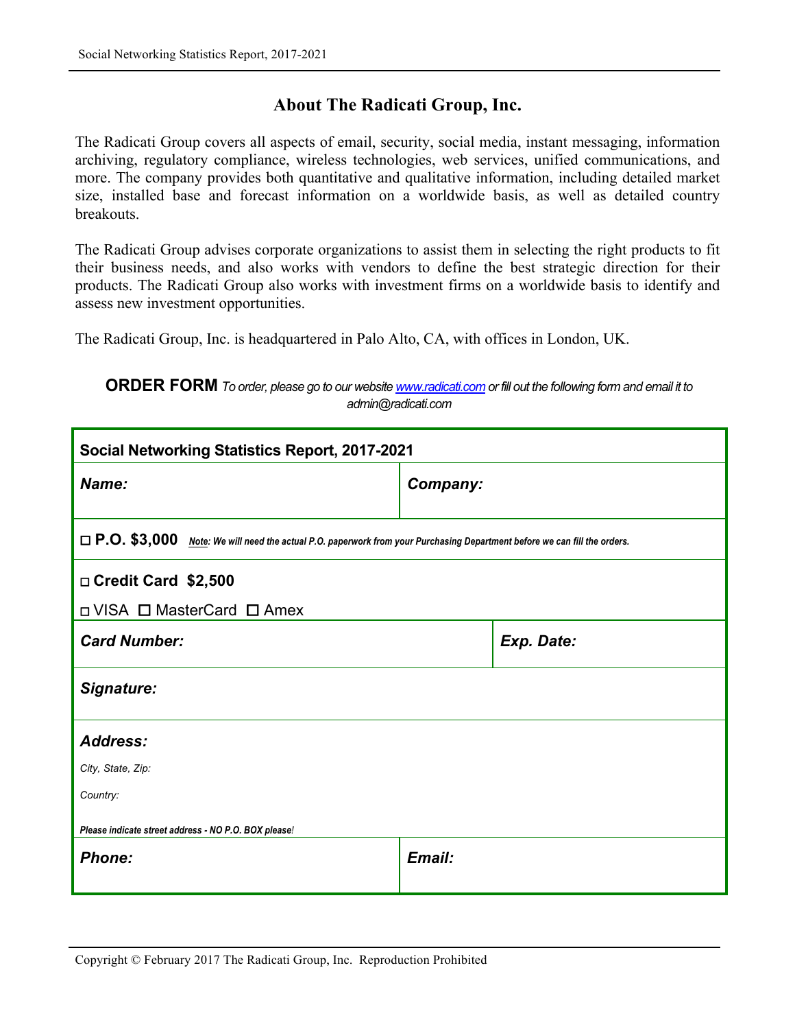## About The Radicati Group, Inc.

The Radicati Group covers all aspects of email, security, social media, instant messaging, information archiving, regulatory compliance, wireless technologies, web services, unified communications, and more. The company provides both quantitative and qualitative information, including detailed market size, installed base and forecast information on a worldwide basis, as well as detailed country breakouts.

The Radicati Group advises corporate organizations to assist them in selecting the right products to fit their business needs, and also works with vendors to define the best strategic direction for their products. The Radicati Group also works with investment firms on a worldwide basis to identify and assess new investment opportunities.

The Radicati Group, Inc. is headquartered in Palo Alto, CA, with offices in London, UK.

**ORDER FORM** *To order, please go to our website [www.radicati.com](www.radicati.com) or fill out the following form and email it to admin@radicati.com*

| **Social Networking Statistics Report, 2017-2021** | |
|---|---|
| ***Name:*** | ***Company:*** |
| ☐ **P.O. $3,000** ***Note: We will need the actual P.O. paperwork from your Purchasing Department before we can fill the orders.*** | |
| ☐ **Credit Card $2,500**<br>☐ VISA ☐ MasterCard ☐ Amex | |
| ***Card Number:*** | ***Exp. Date:*** |
| ***Signature:*** | |
| ***Address:***<br>*City, State, Zip:*<br>*Country:*<br>***Please indicate street address - NO P.O. BOX please!*** | |
| ***Phone:*** | ***Email:*** |